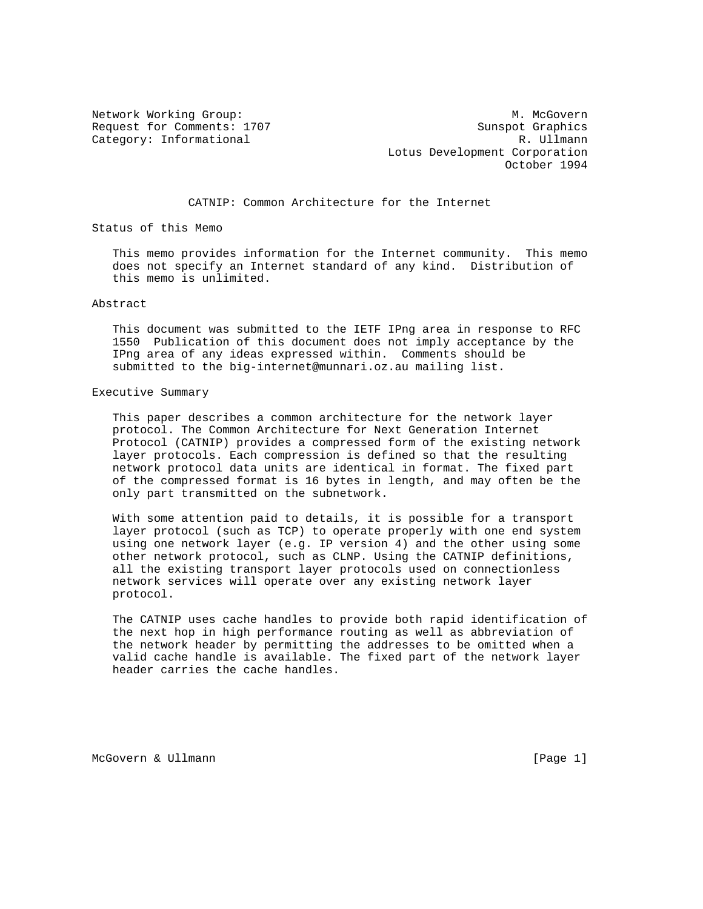Network Working Group: M. McGovern
Request for Comments: 1707 Sunspot Graphics
Category: Informational R. Ullmann
Lotus Development Corporation
October 1994

# CATNIP: Common Architecture for the Internet

## Status of this Memo

This memo provides information for the Internet community. This memo does not specify an Internet standard of any kind. Distribution of this memo is unlimited.

## Abstract

This document was submitted to the IETF IPng area in response to RFC 1550 Publication of this document does not imply acceptance by the IPng area of any ideas expressed within. Comments should be submitted to the big-internet@munnari.oz.au mailing list.

## Executive Summary

This paper describes a common architecture for the network layer protocol. The Common Architecture for Next Generation Internet Protocol (CATNIP) provides a compressed form of the existing network layer protocols. Each compression is defined so that the resulting network protocol data units are identical in format. The fixed part of the compressed format is 16 bytes in length, and may often be the only part transmitted on the subnetwork.

With some attention paid to details, it is possible for a transport layer protocol (such as TCP) to operate properly with one end system using one network layer (e.g. IP version 4) and the other using some other network protocol, such as CLNP. Using the CATNIP definitions, all the existing transport layer protocols used on connectionless network services will operate over any existing network layer protocol.

The CATNIP uses cache handles to provide both rapid identification of the next hop in high performance routing as well as abbreviation of the network header by permitting the addresses to be omitted when a valid cache handle is available. The fixed part of the network layer header carries the cache handles.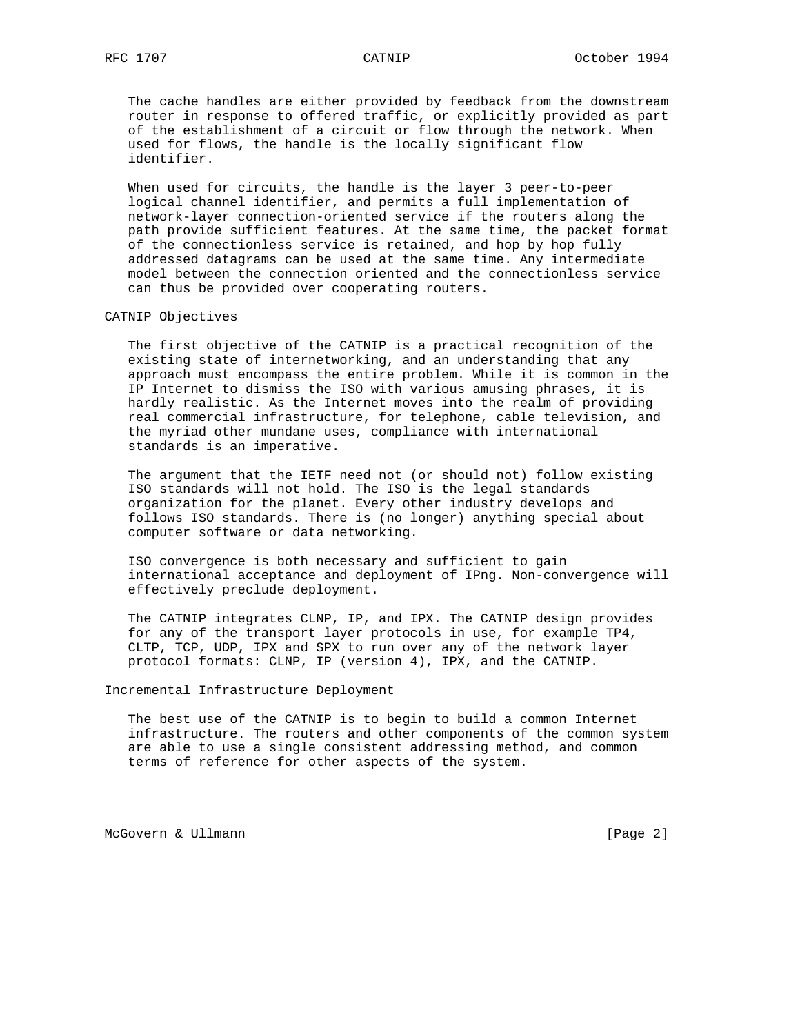The cache handles are either provided by feedback from the downstream router in response to offered traffic, or explicitly provided as part of the establishment of a circuit or flow through the network. When used for flows, the handle is the locally significant flow identifier.

When used for circuits, the handle is the layer 3 peer-to-peer logical channel identifier, and permits a full implementation of network-layer connection-oriented service if the routers along the path provide sufficient features. At the same time, the packet format of the connectionless service is retained, and hop by hop fully addressed datagrams can be used at the same time. Any intermediate model between the connection oriented and the connectionless service can thus be provided over cooperating routers.

## CATNIP Objectives

The first objective of the CATNIP is a practical recognition of the existing state of internetworking, and an understanding that any approach must encompass the entire problem. While it is common in the IP Internet to dismiss the ISO with various amusing phrases, it is hardly realistic. As the Internet moves into the realm of providing real commercial infrastructure, for telephone, cable television, and the myriad other mundane uses, compliance with international standards is an imperative.

The argument that the IETF need not (or should not) follow existing ISO standards will not hold. The ISO is the legal standards organization for the planet. Every other industry develops and follows ISO standards. There is (no longer) anything special about computer software or data networking.

ISO convergence is both necessary and sufficient to gain international acceptance and deployment of IPng. Non-convergence will effectively preclude deployment.

The CATNIP integrates CLNP, IP, and IPX. The CATNIP design provides for any of the transport layer protocols in use, for example TP4, CLTP, TCP, UDP, IPX and SPX to run over any of the network layer protocol formats: CLNP, IP (version 4), IPX, and the CATNIP.

## Incremental Infrastructure Deployment

The best use of the CATNIP is to begin to build a common Internet infrastructure. The routers and other components of the common system are able to use a single consistent addressing method, and common terms of reference for other aspects of the system.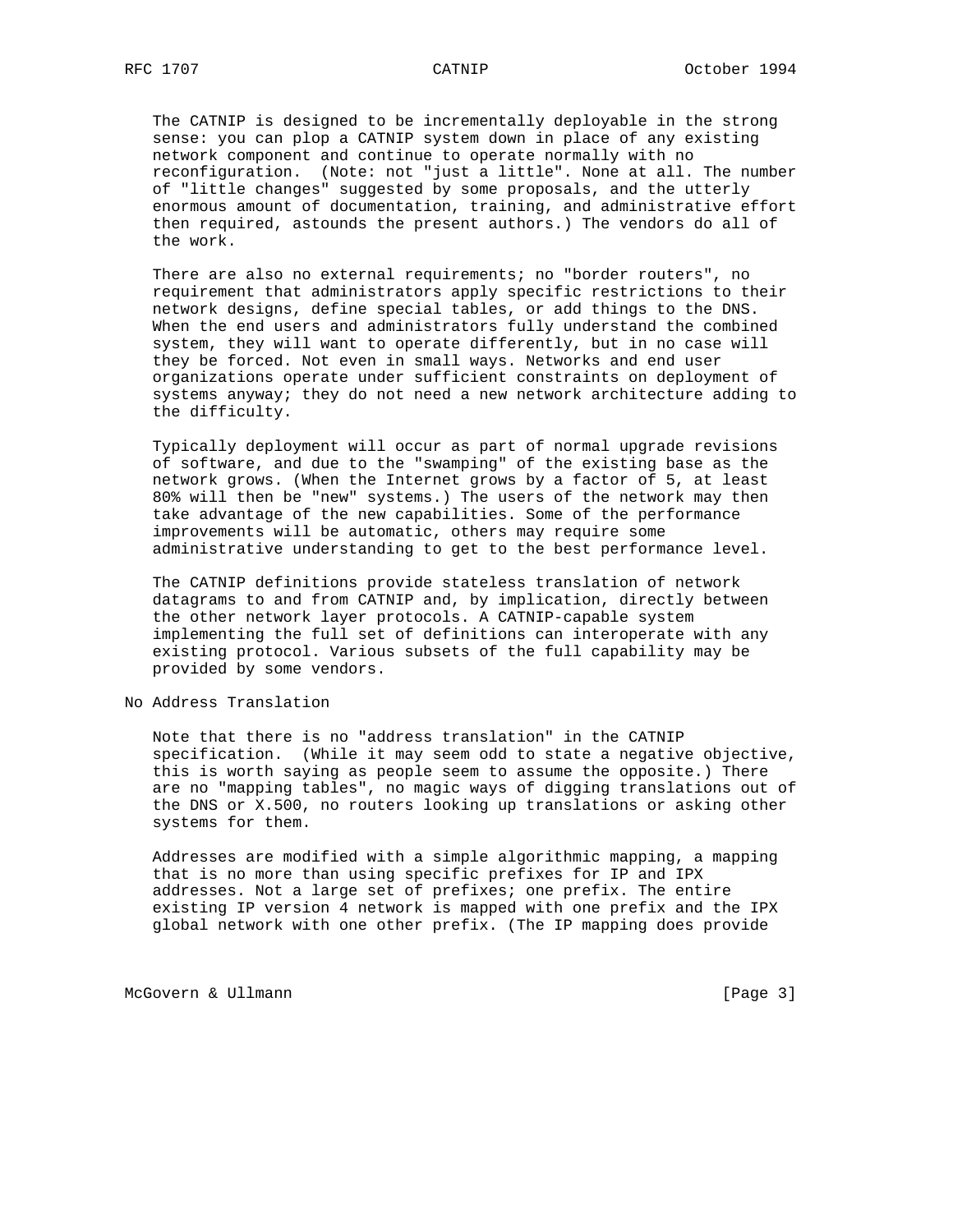The CATNIP is designed to be incrementally deployable in the strong sense: you can plop a CATNIP system down in place of any existing network component and continue to operate normally with no reconfiguration. (Note: not "just a little". None at all. The number of "little changes" suggested by some proposals, and the utterly enormous amount of documentation, training, and administrative effort then required, astounds the present authors.) The vendors do all of the work.

There are also no external requirements; no "border routers", no requirement that administrators apply specific restrictions to their network designs, define special tables, or add things to the DNS. When the end users and administrators fully understand the combined system, they will want to operate differently, but in no case will they be forced. Not even in small ways. Networks and end user organizations operate under sufficient constraints on deployment of systems anyway; they do not need a new network architecture adding to the difficulty.

Typically deployment will occur as part of normal upgrade revisions of software, and due to the "swamping" of the existing base as the network grows. (When the Internet grows by a factor of 5, at least 80% will then be "new" systems.) The users of the network may then take advantage of the new capabilities. Some of the performance improvements will be automatic, others may require some administrative understanding to get to the best performance level.

The CATNIP definitions provide stateless translation of network datagrams to and from CATNIP and, by implication, directly between the other network layer protocols. A CATNIP-capable system implementing the full set of definitions can interoperate with any existing protocol. Various subsets of the full capability may be provided by some vendors.

## No Address Translation

Note that there is no "address translation" in the CATNIP specification. (While it may seem odd to state a negative objective, this is worth saying as people seem to assume the opposite.) There are no "mapping tables", no magic ways of digging translations out of the DNS or X.500, no routers looking up translations or asking other systems for them.

Addresses are modified with a simple algorithmic mapping, a mapping that is no more than using specific prefixes for IP and IPX addresses. Not a large set of prefixes; one prefix. The entire existing IP version 4 network is mapped with one prefix and the IPX global network with one other prefix. (The IP mapping does provide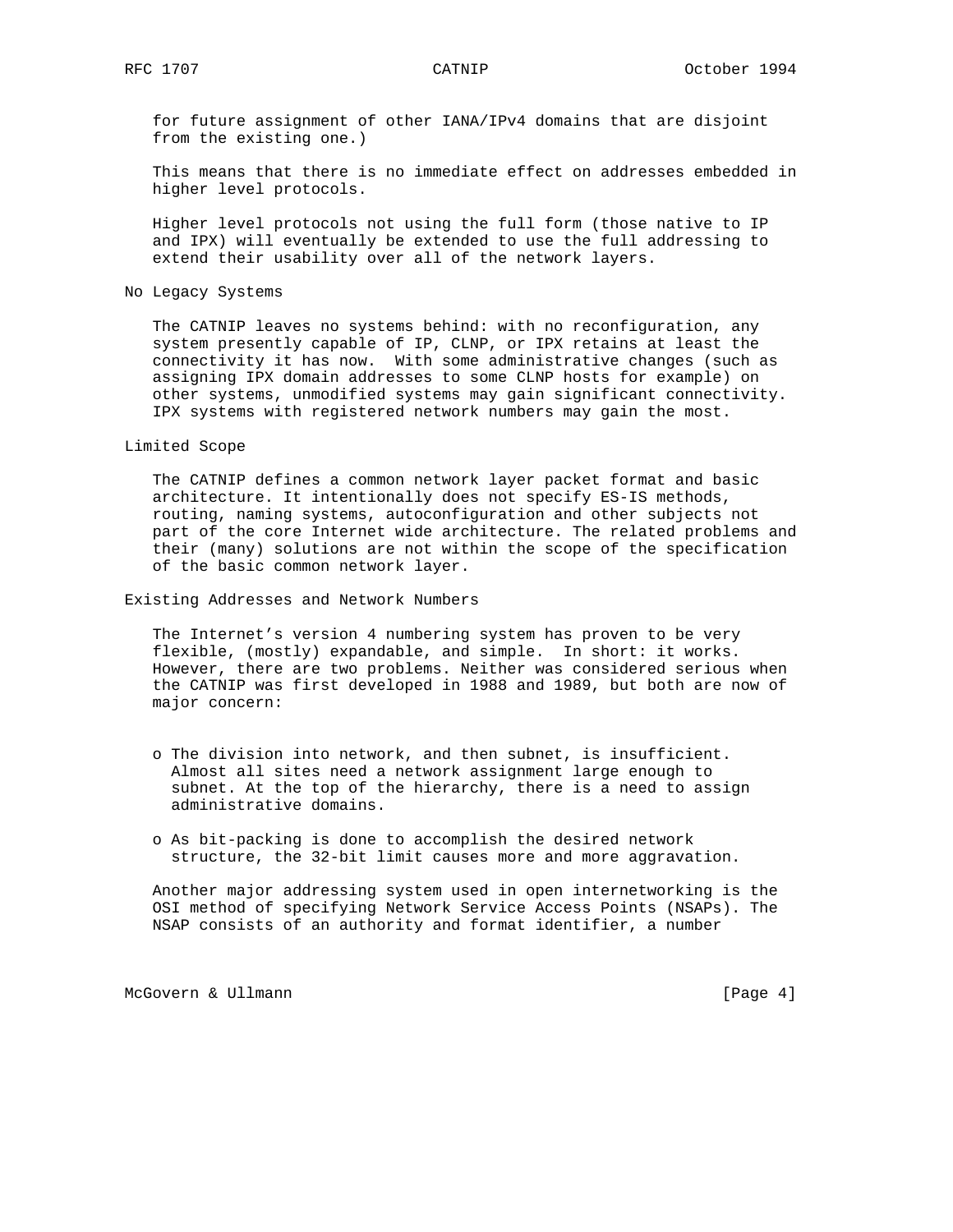for future assignment of other IANA/IPv4 domains that are disjoint from the existing one.)

This means that there is no immediate effect on addresses embedded in higher level protocols.

Higher level protocols not using the full form (those native to IP and IPX) will eventually be extended to use the full addressing to extend their usability over all of the network layers.

## No Legacy Systems

The CATNIP leaves no systems behind: with no reconfiguration, any system presently capable of IP, CLNP, or IPX retains at least the connectivity it has now. With some administrative changes (such as assigning IPX domain addresses to some CLNP hosts for example) on other systems, unmodified systems may gain significant connectivity. IPX systems with registered network numbers may gain the most.

## Limited Scope

The CATNIP defines a common network layer packet format and basic architecture. It intentionally does not specify ES-IS methods, routing, naming systems, autoconfiguration and other subjects not part of the core Internet wide architecture. The related problems and their (many) solutions are not within the scope of the specification of the basic common network layer.

## Existing Addresses and Network Numbers

The Internet's version 4 numbering system has proven to be very flexible, (mostly) expandable, and simple. In short: it works. However, there are two problems. Neither was considered serious when the CATNIP was first developed in 1988 and 1989, but both are now of major concern:

- The division into network, and then subnet, is insufficient. Almost all sites need a network assignment large enough to subnet. At the top of the hierarchy, there is a need to assign administrative domains.

- As bit-packing is done to accomplish the desired network structure, the 32-bit limit causes more and more aggravation.

Another major addressing system used in open internetworking is the OSI method of specifying Network Service Access Points (NSAPs). The NSAP consists of an authority and format identifier, a number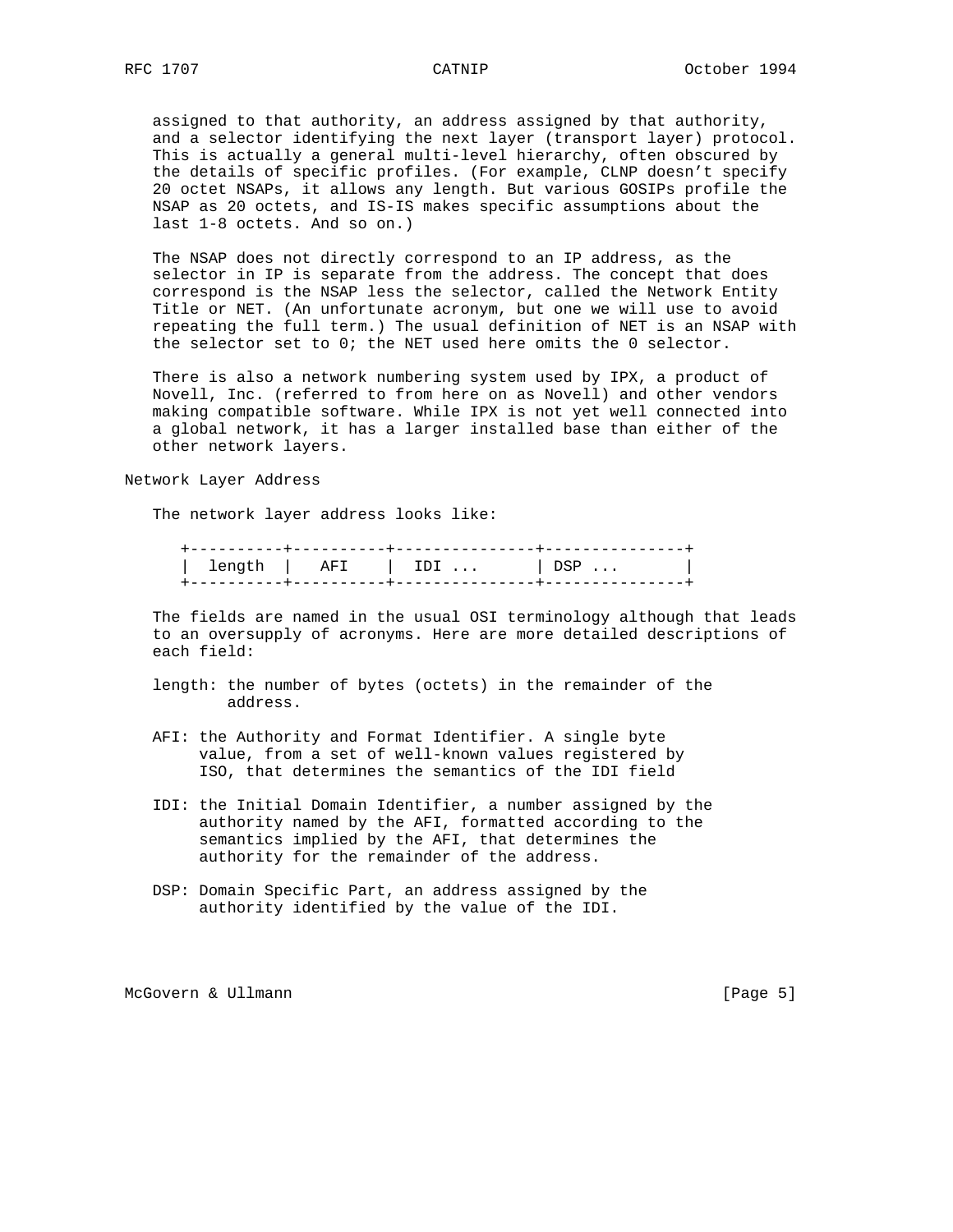assigned to that authority, an address assigned by that authority, and a selector identifying the next layer (transport layer) protocol. This is actually a general multi-level hierarchy, often obscured by the details of specific profiles. (For example, CLNP doesn't specify 20 octet NSAPs, it allows any length. But various GOSIPs profile the NSAP as 20 octets, and IS-IS makes specific assumptions about the last 1-8 octets. And so on.)

The NSAP does not directly correspond to an IP address, as the selector in IP is separate from the address. The concept that does correspond is the NSAP less the selector, called the Network Entity Title or NET. (An unfortunate acronym, but one we will use to avoid repeating the full term.) The usual definition of NET is an NSAP with the selector set to 0; the NET used here omits the 0 selector.

There is also a network numbering system used by IPX, a product of Novell, Inc. (referred to from here on as Novell) and other vendors making compatible software. While IPX is not yet well connected into a global network, it has a larger installed base than either of the other network layers.

## Network Layer Address

The network layer address looks like:

```
+----------+----------+---------------+---------------+
|  length  |   AFI    |  IDI ...      | DSP ...       |
+----------+----------+---------------+---------------+
```

The fields are named in the usual OSI terminology although that leads to an oversupply of acronyms. Here are more detailed descriptions of each field:

length: the number of bytes (octets) in the remainder of the address.

AFI: the Authority and Format Identifier. A single byte value, from a set of well-known values registered by ISO, that determines the semantics of the IDI field

IDI: the Initial Domain Identifier, a number assigned by the authority named by the AFI, formatted according to the semantics implied by the AFI, that determines the authority for the remainder of the address.

DSP: Domain Specific Part, an address assigned by the authority identified by the value of the IDI.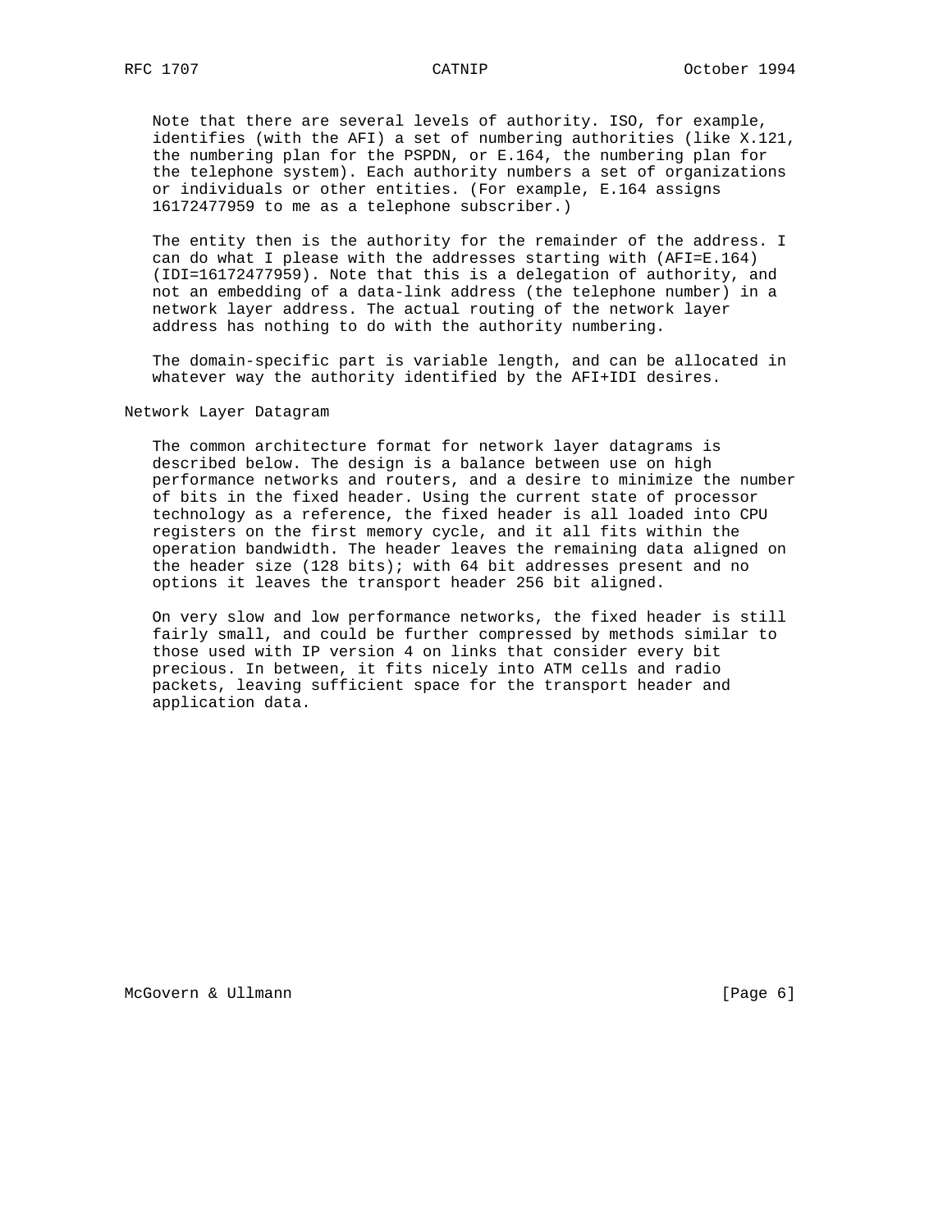Note that there are several levels of authority. ISO, for example, identifies (with the AFI) a set of numbering authorities (like X.121, the numbering plan for the PSPDN, or E.164, the numbering plan for the telephone system). Each authority numbers a set of organizations or individuals or other entities. (For example, E.164 assigns 16172477959 to me as a telephone subscriber.)

The entity then is the authority for the remainder of the address. I can do what I please with the addresses starting with (AFI=E.164) (IDI=16172477959). Note that this is a delegation of authority, and not an embedding of a data-link address (the telephone number) in a network layer address. The actual routing of the network layer address has nothing to do with the authority numbering.

The domain-specific part is variable length, and can be allocated in whatever way the authority identified by the AFI+IDI desires.

## Network Layer Datagram

The common architecture format for network layer datagrams is described below. The design is a balance between use on high performance networks and routers, and a desire to minimize the number of bits in the fixed header. Using the current state of processor technology as a reference, the fixed header is all loaded into CPU registers on the first memory cycle, and it all fits within the operation bandwidth. The header leaves the remaining data aligned on the header size (128 bits); with 64 bit addresses present and no options it leaves the transport header 256 bit aligned.

On very slow and low performance networks, the fixed header is still fairly small, and could be further compressed by methods similar to those used with IP version 4 on links that consider every bit precious. In between, it fits nicely into ATM cells and radio packets, leaving sufficient space for the transport header and application data.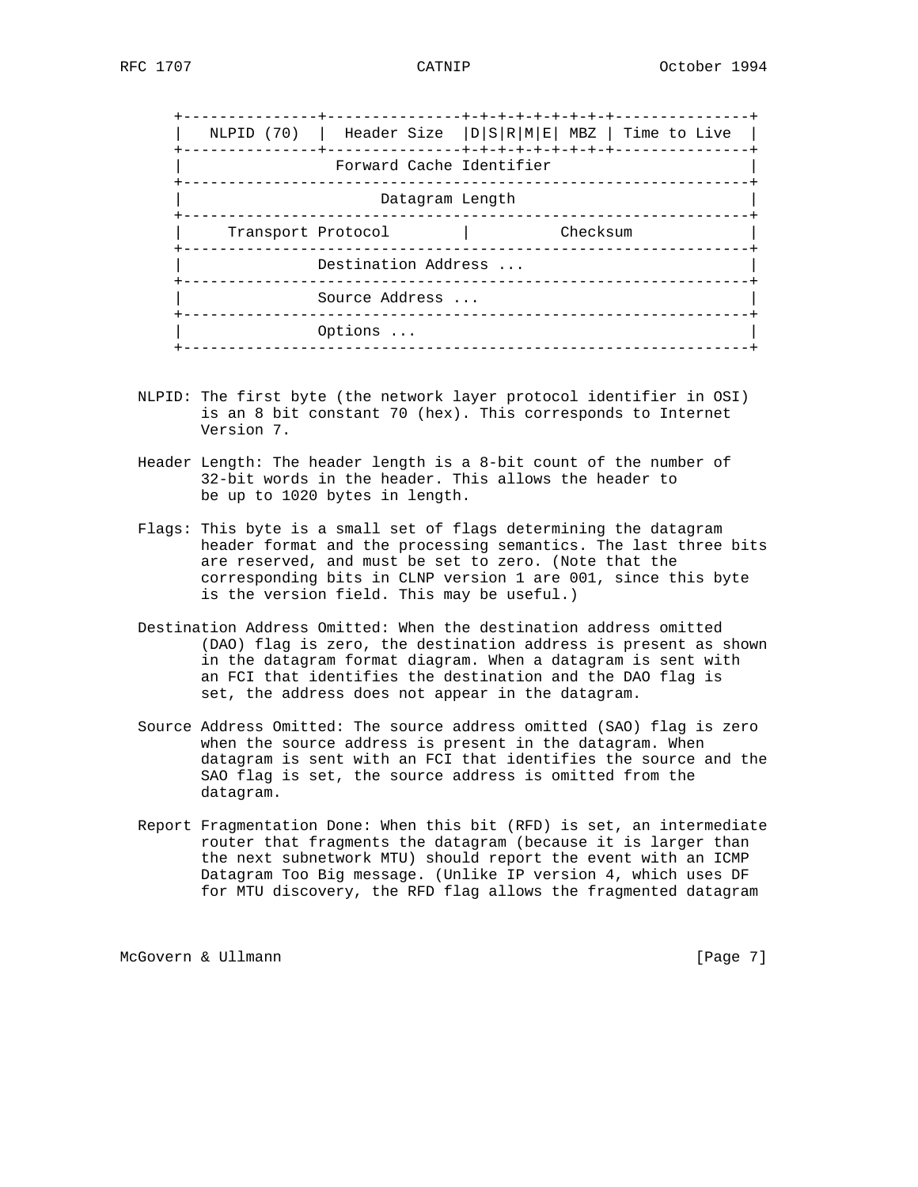```
+---------------+---------------+-+-+-+-+-+-+-+-+---------------+
|   NLPID (70)  |  Header Size  |D|S|R|M|E| MBZ | Time to Live  |
+---------------+---------------+-+-+-+-+-+-+-+-+---------------+
|                Forward Cache Identifier                       |
+---------------------------------------------------------------+
|                       Datagram Length                         |
+---------------------------------------------------------------+
|     Transport Protocol        |          Checksum             |
+---------------------------------------------------------------+
|               Destination Address ...                         |
+---------------------------------------------------------------+
|               Source Address ...                              |
+---------------------------------------------------------------+
|               Options ...                                     |
+---------------------------------------------------------------+
```

NLPID: The first byte (the network layer protocol identifier in OSI) is an 8 bit constant 70 (hex). This corresponds to Internet Version 7.

Header Length: The header length is a 8-bit count of the number of 32-bit words in the header. This allows the header to be up to 1020 bytes in length.

Flags: This byte is a small set of flags determining the datagram header format and the processing semantics. The last three bits are reserved, and must be set to zero. (Note that the corresponding bits in CLNP version 1 are 001, since this byte is the version field. This may be useful.)

Destination Address Omitted: When the destination address omitted (DAO) flag is zero, the destination address is present as shown in the datagram format diagram. When a datagram is sent with an FCI that identifies the destination and the DAO flag is set, the address does not appear in the datagram.

Source Address Omitted: The source address omitted (SAO) flag is zero when the source address is present in the datagram. When datagram is sent with an FCI that identifies the source and the SAO flag is set, the source address is omitted from the datagram.

Report Fragmentation Done: When this bit (RFD) is set, an intermediate router that fragments the datagram (because it is larger than the next subnetwork MTU) should report the event with an ICMP Datagram Too Big message. (Unlike IP version 4, which uses DF for MTU discovery, the RFD flag allows the fragmented datagram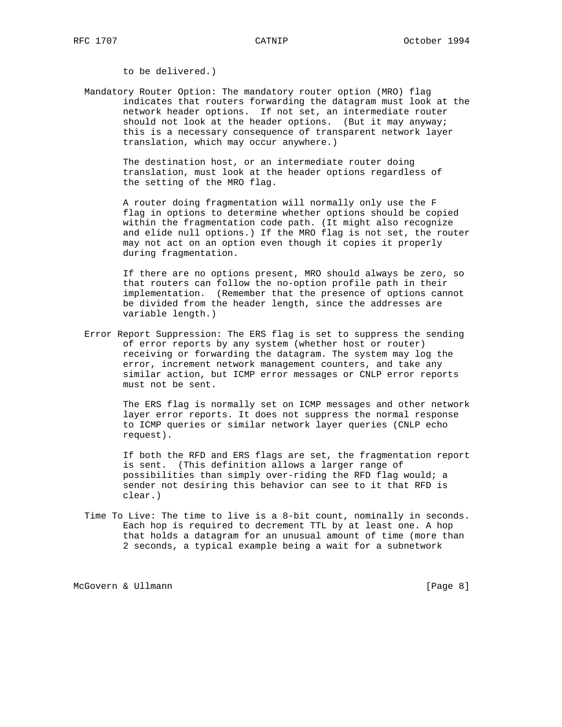to be delivered.)

Mandatory Router Option: The mandatory router option (MRO) flag indicates that routers forwarding the datagram must look at the network header options. If not set, an intermediate router should not look at the header options. (But it may anyway; this is a necessary consequence of transparent network layer translation, which may occur anywhere.)

The destination host, or an intermediate router doing translation, must look at the header options regardless of the setting of the MRO flag.

A router doing fragmentation will normally only use the F flag in options to determine whether options should be copied within the fragmentation code path. (It might also recognize and elide null options.) If the MRO flag is not set, the router may not act on an option even though it copies it properly during fragmentation.

If there are no options present, MRO should always be zero, so that routers can follow the no-option profile path in their implementation. (Remember that the presence of options cannot be divided from the header length, since the addresses are variable length.)

Error Report Suppression: The ERS flag is set to suppress the sending of error reports by any system (whether host or router) receiving or forwarding the datagram. The system may log the error, increment network management counters, and take any similar action, but ICMP error messages or CNLP error reports must not be sent.

The ERS flag is normally set on ICMP messages and other network layer error reports. It does not suppress the normal response to ICMP queries or similar network layer queries (CNLP echo request).

If both the RFD and ERS flags are set, the fragmentation report is sent. (This definition allows a larger range of possibilities than simply over-riding the RFD flag would; a sender not desiring this behavior can see to it that RFD is clear.)

Time To Live: The time to live is a 8-bit count, nominally in seconds. Each hop is required to decrement TTL by at least one. A hop that holds a datagram for an unusual amount of time (more than 2 seconds, a typical example being a wait for a subnetwork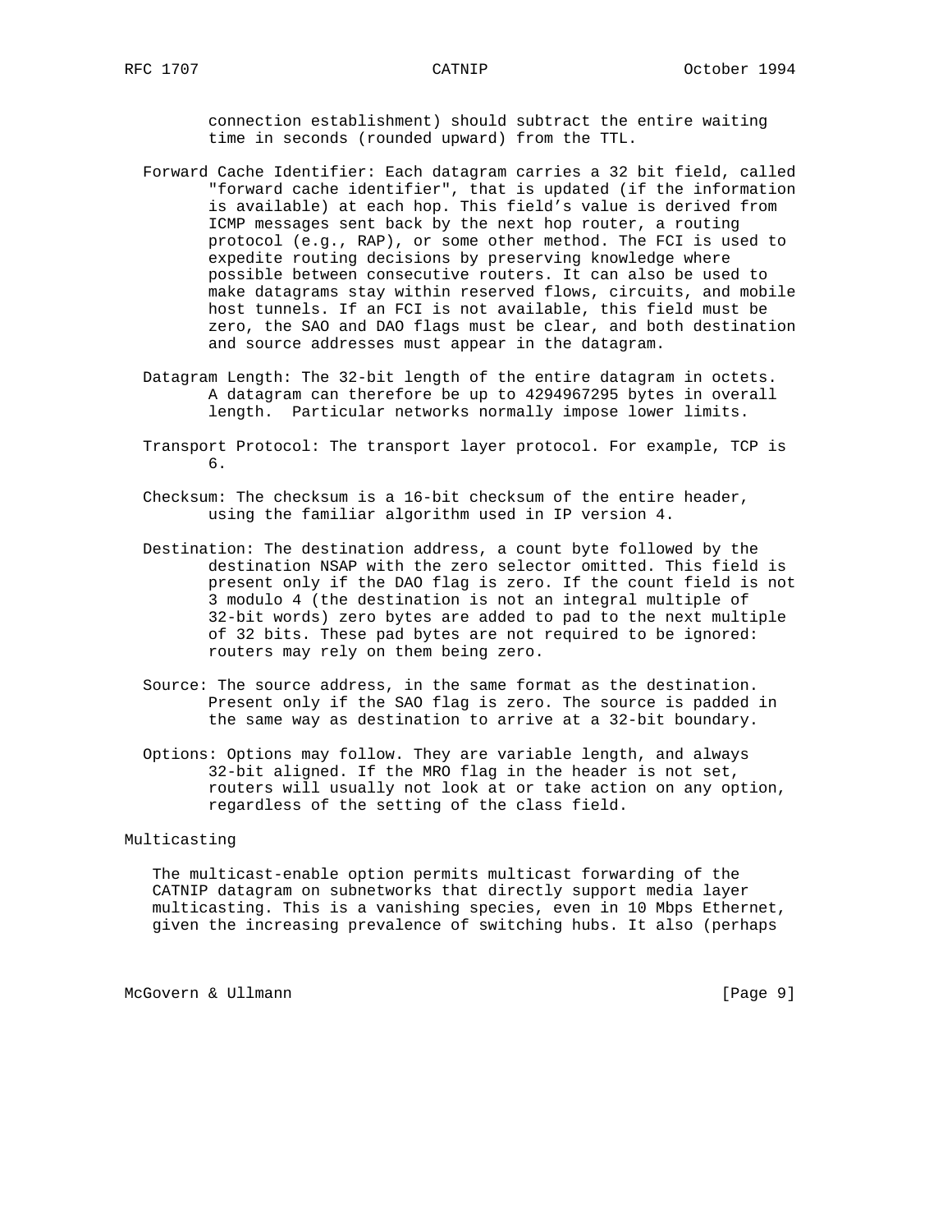connection establishment) should subtract the entire waiting time in seconds (rounded upward) from the TTL.

Forward Cache Identifier: Each datagram carries a 32 bit field, called "forward cache identifier", that is updated (if the information is available) at each hop. This field's value is derived from ICMP messages sent back by the next hop router, a routing protocol (e.g., RAP), or some other method. The FCI is used to expedite routing decisions by preserving knowledge where possible between consecutive routers. It can also be used to make datagrams stay within reserved flows, circuits, and mobile host tunnels. If an FCI is not available, this field must be zero, the SAO and DAO flags must be clear, and both destination and source addresses must appear in the datagram.

Datagram Length: The 32-bit length of the entire datagram in octets. A datagram can therefore be up to 4294967295 bytes in overall length. Particular networks normally impose lower limits.

Transport Protocol: The transport layer protocol. For example, TCP is 6.

Checksum: The checksum is a 16-bit checksum of the entire header, using the familiar algorithm used in IP version 4.

Destination: The destination address, a count byte followed by the destination NSAP with the zero selector omitted. This field is present only if the DAO flag is zero. If the count field is not 3 modulo 4 (the destination is not an integral multiple of 32-bit words) zero bytes are added to pad to the next multiple of 32 bits. These pad bytes are not required to be ignored: routers may rely on them being zero.

Source: The source address, in the same format as the destination. Present only if the SAO flag is zero. The source is padded in the same way as destination to arrive at a 32-bit boundary.

Options: Options may follow. They are variable length, and always 32-bit aligned. If the MRO flag in the header is not set, routers will usually not look at or take action on any option, regardless of the setting of the class field.

## Multicasting

The multicast-enable option permits multicast forwarding of the CATNIP datagram on subnetworks that directly support media layer multicasting. This is a vanishing species, even in 10 Mbps Ethernet, given the increasing prevalence of switching hubs. It also (perhaps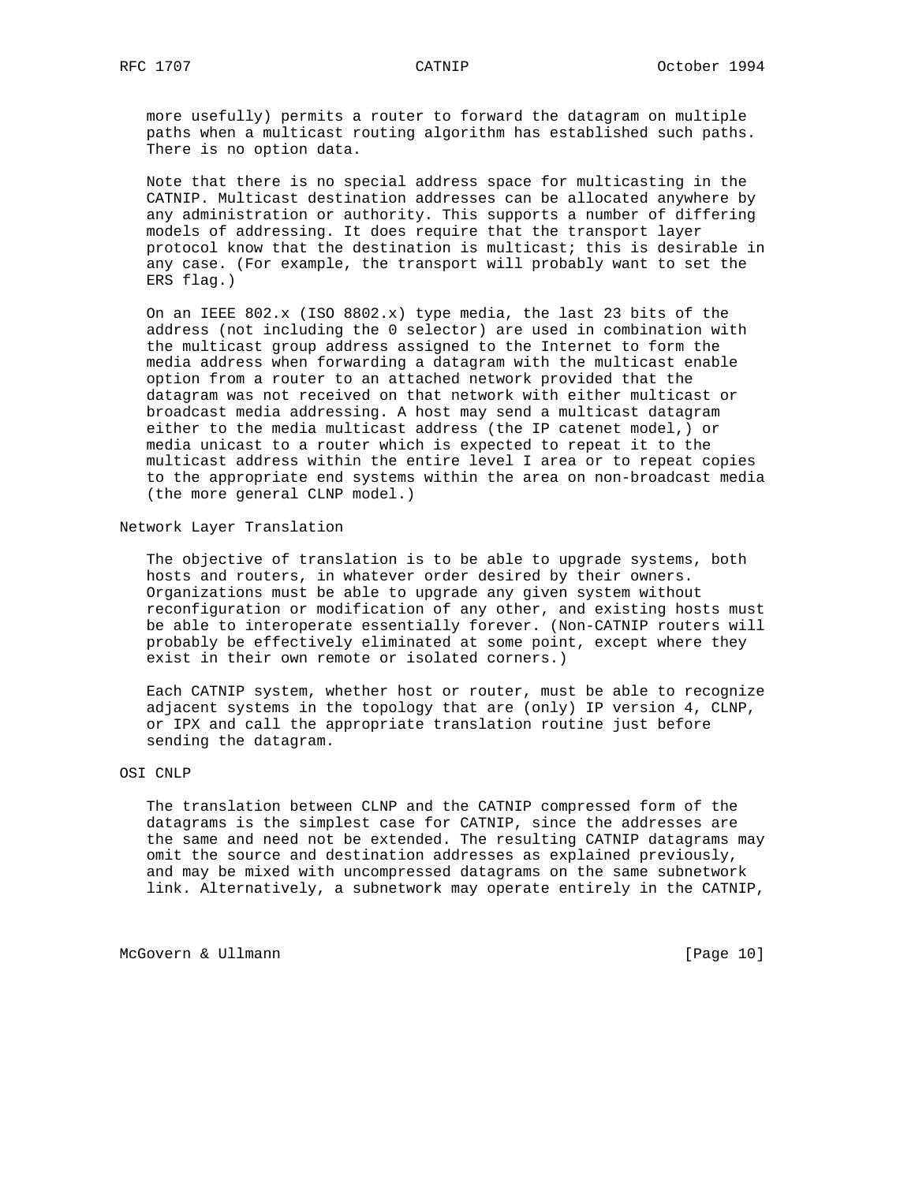more usefully) permits a router to forward the datagram on multiple paths when a multicast routing algorithm has established such paths. There is no option data.

Note that there is no special address space for multicasting in the CATNIP. Multicast destination addresses can be allocated anywhere by any administration or authority. This supports a number of differing models of addressing. It does require that the transport layer protocol know that the destination is multicast; this is desirable in any case. (For example, the transport will probably want to set the ERS flag.)

On an IEEE 802.x (ISO 8802.x) type media, the last 23 bits of the address (not including the 0 selector) are used in combination with the multicast group address assigned to the Internet to form the media address when forwarding a datagram with the multicast enable option from a router to an attached network provided that the datagram was not received on that network with either multicast or broadcast media addressing. A host may send a multicast datagram either to the media multicast address (the IP catenet model,) or media unicast to a router which is expected to repeat it to the multicast address within the entire level I area or to repeat copies to the appropriate end systems within the area on non-broadcast media (the more general CLNP model.)

## Network Layer Translation

The objective of translation is to be able to upgrade systems, both hosts and routers, in whatever order desired by their owners. Organizations must be able to upgrade any given system without reconfiguration or modification of any other, and existing hosts must be able to interoperate essentially forever. (Non-CATNIP routers will probably be effectively eliminated at some point, except where they exist in their own remote or isolated corners.)

Each CATNIP system, whether host or router, must be able to recognize adjacent systems in the topology that are (only) IP version 4, CLNP, or IPX and call the appropriate translation routine just before sending the datagram.

## OSI CNLP

The translation between CLNP and the CATNIP compressed form of the datagrams is the simplest case for CATNIP, since the addresses are the same and need not be extended. The resulting CATNIP datagrams may omit the source and destination addresses as explained previously, and may be mixed with uncompressed datagrams on the same subnetwork link. Alternatively, a subnetwork may operate entirely in the CATNIP,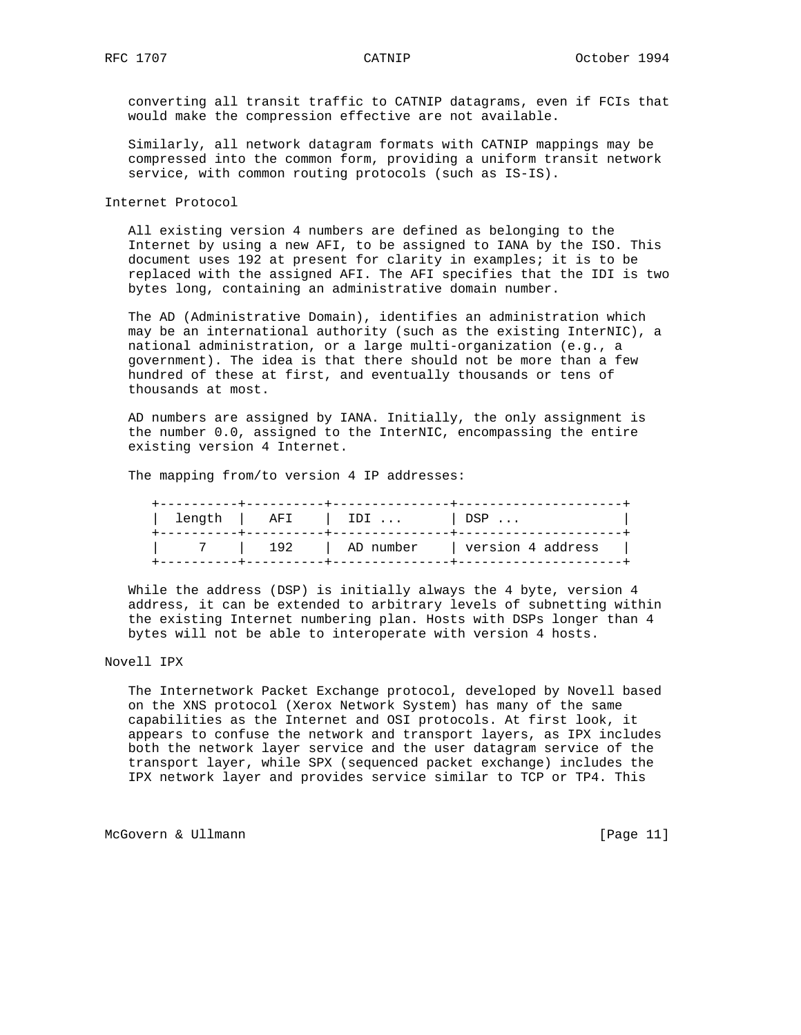converting all transit traffic to CATNIP datagrams, even if FCIs that would make the compression effective are not available.

Similarly, all network datagram formats with CATNIP mappings may be compressed into the common form, providing a uniform transit network service, with common routing protocols (such as IS-IS).

## Internet Protocol

All existing version 4 numbers are defined as belonging to the Internet by using a new AFI, to be assigned to IANA by the ISO. This document uses 192 at present for clarity in examples; it is to be replaced with the assigned AFI. The AFI specifies that the IDI is two bytes long, containing an administrative domain number.

The AD (Administrative Domain), identifies an administration which may be an international authority (such as the existing InterNIC), a national administration, or a large multi-organization (e.g., a government). The idea is that there should not be more than a few hundred of these at first, and eventually thousands or tens of thousands at most.

AD numbers are assigned by IANA. Initially, the only assignment is the number 0.0, assigned to the InterNIC, encompassing the entire existing version 4 Internet.

The mapping from/to version 4 IP addresses:

| length | AFI | IDI ... | DSP ... |
|---|---|---|---|
| 7 | 192 | AD number | version 4 address |

While the address (DSP) is initially always the 4 byte, version 4 address, it can be extended to arbitrary levels of subnetting within the existing Internet numbering plan. Hosts with DSPs longer than 4 bytes will not be able to interoperate with version 4 hosts.

## Novell IPX

The Internetwork Packet Exchange protocol, developed by Novell based on the XNS protocol (Xerox Network System) has many of the same capabilities as the Internet and OSI protocols. At first look, it appears to confuse the network and transport layers, as IPX includes both the network layer service and the user datagram service of the transport layer, while SPX (sequenced packet exchange) includes the IPX network layer and provides service similar to TCP or TP4. This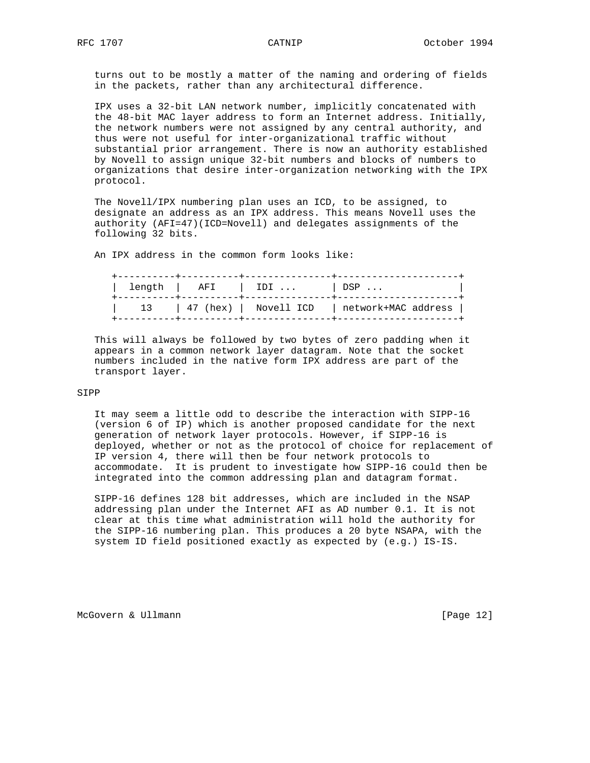turns out to be mostly a matter of the naming and ordering of fields in the packets, rather than any architectural difference.

IPX uses a 32-bit LAN network number, implicitly concatenated with the 48-bit MAC layer address to form an Internet address. Initially, the network numbers were not assigned by any central authority, and thus were not useful for inter-organizational traffic without substantial prior arrangement. There is now an authority established by Novell to assign unique 32-bit numbers and blocks of numbers to organizations that desire inter-organization networking with the IPX protocol.

The Novell/IPX numbering plan uses an ICD, to be assigned, to designate an address as an IPX address. This means Novell uses the authority (AFI=47)(ICD=Novell) and delegates assignments of the following 32 bits.

An IPX address in the common form looks like:

| length | AFI | IDI ... | DSP ... |
|---|---|---|---|
| 13 | 47 (hex) | Novell ICD | network+MAC address |

This will always be followed by two bytes of zero padding when it appears in a common network layer datagram. Note that the socket numbers included in the native form IPX address are part of the transport layer.

## SIPP

It may seem a little odd to describe the interaction with SIPP-16 (version 6 of IP) which is another proposed candidate for the next generation of network layer protocols. However, if SIPP-16 is deployed, whether or not as the protocol of choice for replacement of IP version 4, there will then be four network protocols to accommodate. It is prudent to investigate how SIPP-16 could then be integrated into the common addressing plan and datagram format.

SIPP-16 defines 128 bit addresses, which are included in the NSAP addressing plan under the Internet AFI as AD number 0.1. It is not clear at this time what administration will hold the authority for the SIPP-16 numbering plan. This produces a 20 byte NSAPA, with the system ID field positioned exactly as expected by (e.g.) IS-IS.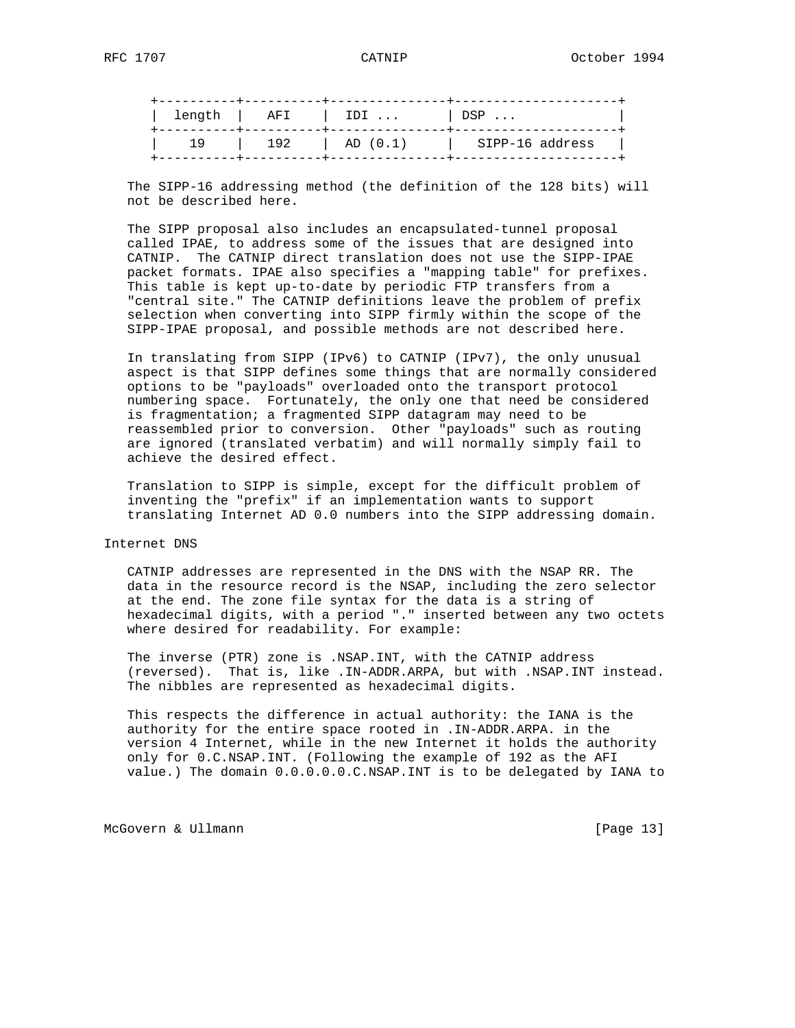| length | AFI | IDI ... | DSP ... |
| --- | --- | --- | --- |
| 19 | 192 | AD (0.1) | SIPP-16 address |

The SIPP-16 addressing method (the definition of the 128 bits) will not be described here.

The SIPP proposal also includes an encapsulated-tunnel proposal called IPAE, to address some of the issues that are designed into CATNIP. The CATNIP direct translation does not use the SIPP-IPAE packet formats. IPAE also specifies a "mapping table" for prefixes. This table is kept up-to-date by periodic FTP transfers from a "central site." The CATNIP definitions leave the problem of prefix selection when converting into SIPP firmly within the scope of the SIPP-IPAE proposal, and possible methods are not described here.

In translating from SIPP (IPv6) to CATNIP (IPv7), the only unusual aspect is that SIPP defines some things that are normally considered options to be "payloads" overloaded onto the transport protocol numbering space. Fortunately, the only one that need be considered is fragmentation; a fragmented SIPP datagram may need to be reassembled prior to conversion. Other "payloads" such as routing are ignored (translated verbatim) and will normally simply fail to achieve the desired effect.

Translation to SIPP is simple, except for the difficult problem of inventing the "prefix" if an implementation wants to support translating Internet AD 0.0 numbers into the SIPP addressing domain.

## Internet DNS

CATNIP addresses are represented in the DNS with the NSAP RR. The data in the resource record is the NSAP, including the zero selector at the end. The zone file syntax for the data is a string of hexadecimal digits, with a period "." inserted between any two octets where desired for readability. For example:

The inverse (PTR) zone is .NSAP.INT, with the CATNIP address (reversed). That is, like .IN-ADDR.ARPA, but with .NSAP.INT instead. The nibbles are represented as hexadecimal digits.

This respects the difference in actual authority: the IANA is the authority for the entire space rooted in .IN-ADDR.ARPA. in the version 4 Internet, while in the new Internet it holds the authority only for 0.C.NSAP.INT. (Following the example of 192 as the AFI value.) The domain 0.0.0.0.0.C.NSAP.INT is to be delegated by IANA to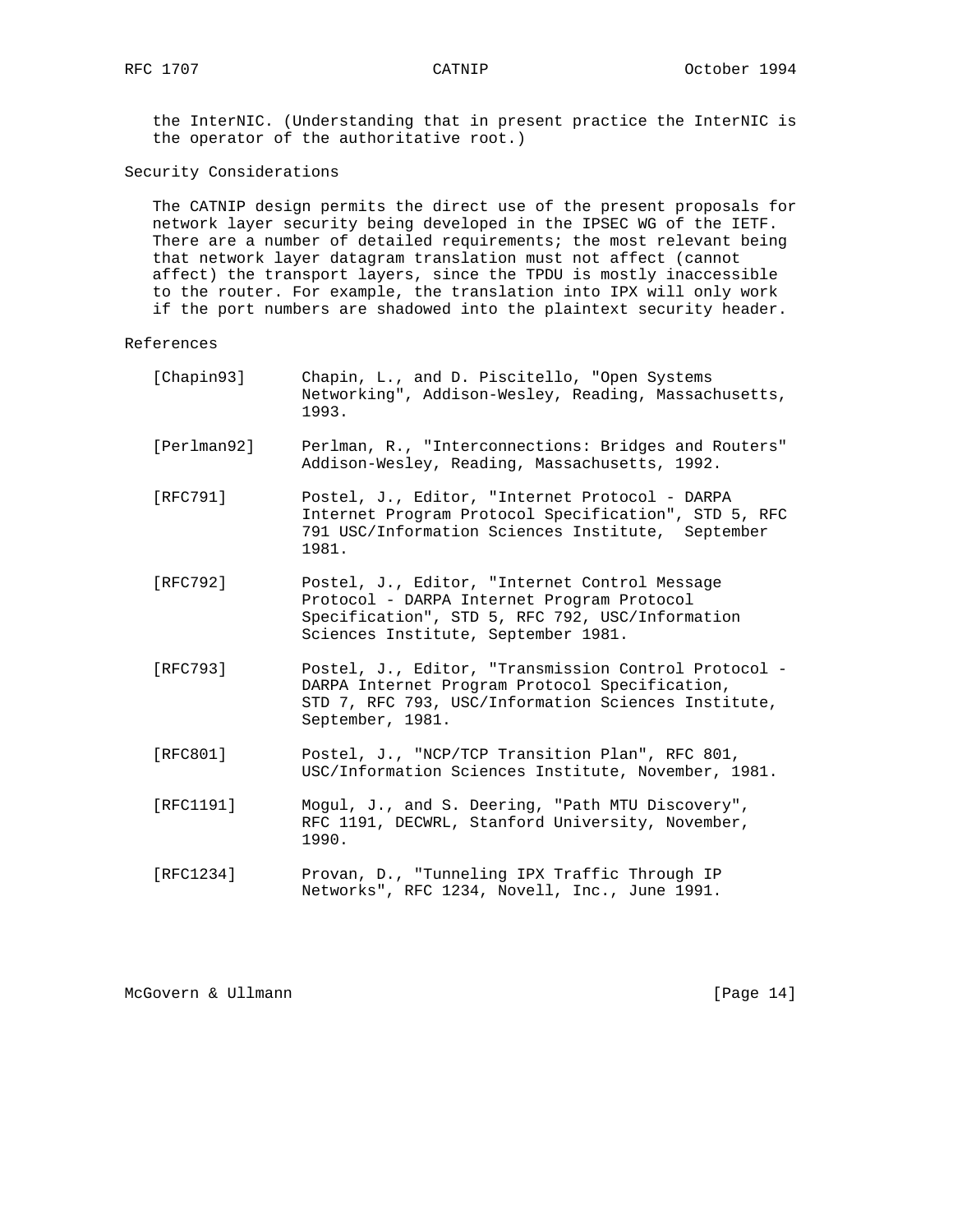the InterNIC. (Understanding that in present practice the InterNIC is the operator of the authoritative root.)

## Security Considerations

The CATNIP design permits the direct use of the present proposals for network layer security being developed in the IPSEC WG of the IETF. There are a number of detailed requirements; the most relevant being that network layer datagram translation must not affect (cannot affect) the transport layers, since the TPDU is mostly inaccessible to the router. For example, the translation into IPX will only work if the port numbers are shadowed into the plaintext security header.

## References

[Chapin93] Chapin, L., and D. Piscitello, "Open Systems Networking", Addison-Wesley, Reading, Massachusetts, 1993.

[Perlman92] Perlman, R., "Interconnections: Bridges and Routers" Addison-Wesley, Reading, Massachusetts, 1992.

[RFC791] Postel, J., Editor, "Internet Protocol - DARPA Internet Program Protocol Specification", STD 5, RFC 791 USC/Information Sciences Institute, September 1981.

[RFC792] Postel, J., Editor, "Internet Control Message Protocol - DARPA Internet Program Protocol Specification", STD 5, RFC 792, USC/Information Sciences Institute, September 1981.

[RFC793] Postel, J., Editor, "Transmission Control Protocol - DARPA Internet Program Protocol Specification, STD 7, RFC 793, USC/Information Sciences Institute, September, 1981.

[RFC801] Postel, J., "NCP/TCP Transition Plan", RFC 801, USC/Information Sciences Institute, November, 1981.

[RFC1191] Mogul, J., and S. Deering, "Path MTU Discovery", RFC 1191, DECWRL, Stanford University, November, 1990.

[RFC1234] Provan, D., "Tunneling IPX Traffic Through IP Networks", RFC 1234, Novell, Inc., June 1991.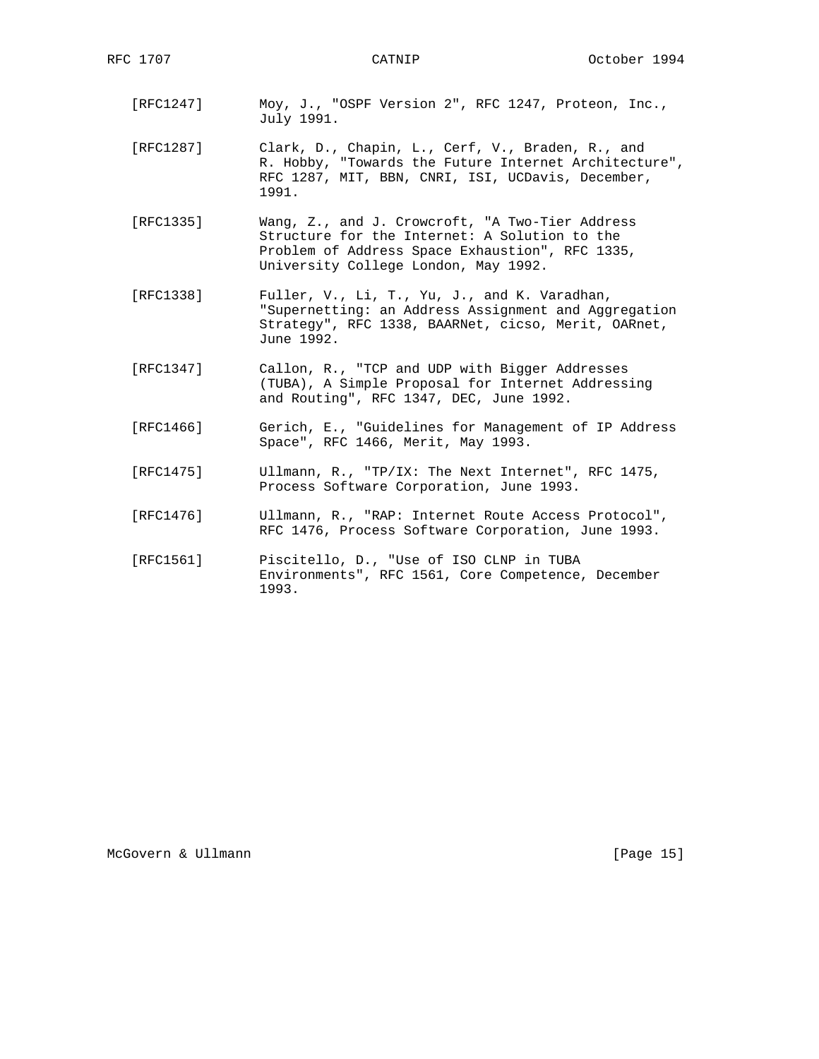[RFC1247] Moy, J., "OSPF Version 2", RFC 1247, Proteon, Inc., July 1991.

[RFC1287] Clark, D., Chapin, L., Cerf, V., Braden, R., and R. Hobby, "Towards the Future Internet Architecture", RFC 1287, MIT, BBN, CNRI, ISI, UCDavis, December, 1991.

[RFC1335] Wang, Z., and J. Crowcroft, "A Two-Tier Address Structure for the Internet: A Solution to the Problem of Address Space Exhaustion", RFC 1335, University College London, May 1992.

[RFC1338] Fuller, V., Li, T., Yu, J., and K. Varadhan, "Supernetting: an Address Assignment and Aggregation Strategy", RFC 1338, BAARNet, cicso, Merit, OARnet, June 1992.

[RFC1347] Callon, R., "TCP and UDP with Bigger Addresses (TUBA), A Simple Proposal for Internet Addressing and Routing", RFC 1347, DEC, June 1992.

[RFC1466] Gerich, E., "Guidelines for Management of IP Address Space", RFC 1466, Merit, May 1993.

[RFC1475] Ullmann, R., "TP/IX: The Next Internet", RFC 1475, Process Software Corporation, June 1993.

[RFC1476] Ullmann, R., "RAP: Internet Route Access Protocol", RFC 1476, Process Software Corporation, June 1993.

[RFC1561] Piscitello, D., "Use of ISO CLNP in TUBA Environments", RFC 1561, Core Competence, December 1993.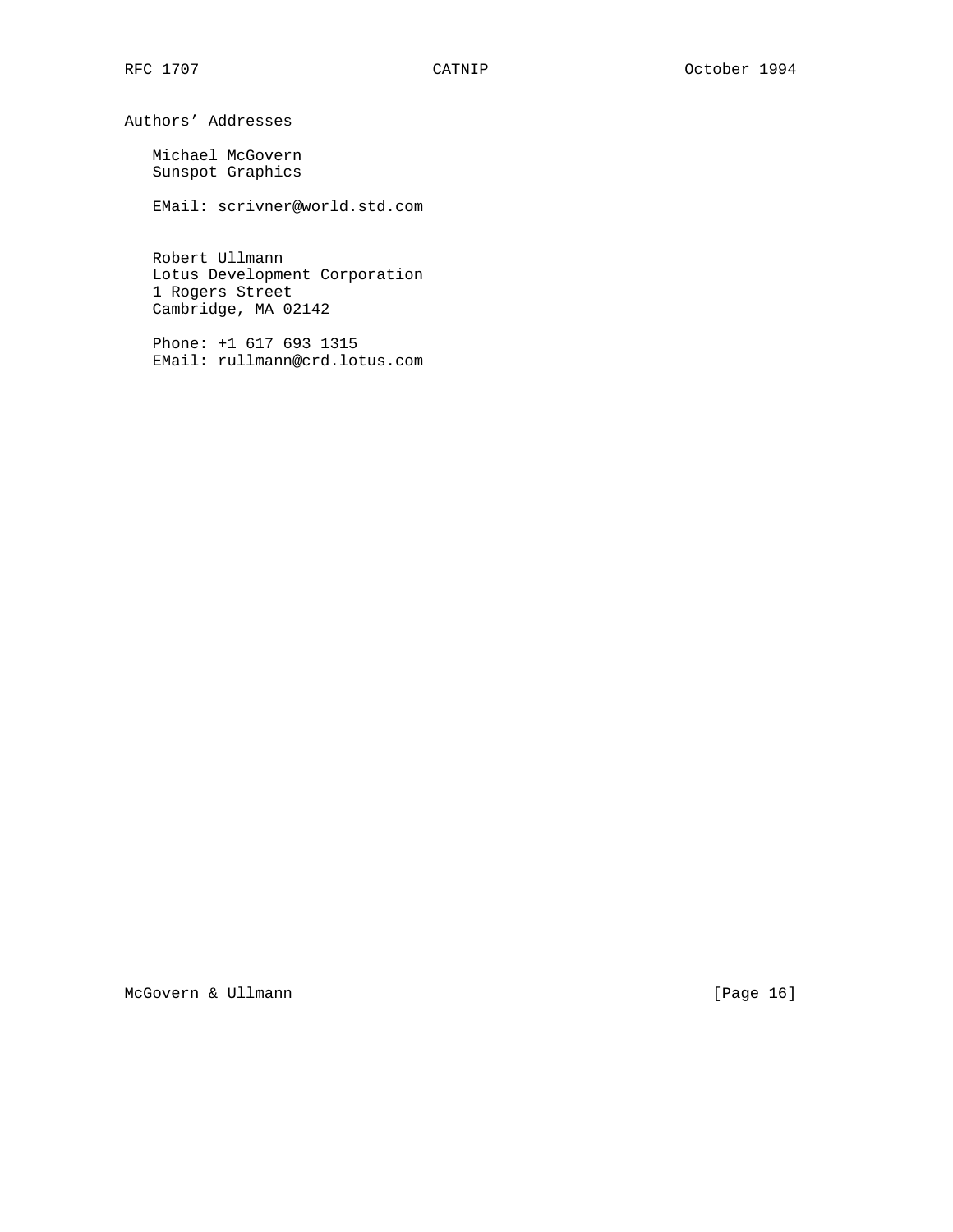## Authors' Addresses

Michael McGovern
Sunspot Graphics

EMail: scrivner@world.std.com

Robert Ullmann
Lotus Development Corporation
1 Rogers Street
Cambridge, MA 02142

Phone: +1 617 693 1315
EMail: rullmann@crd.lotus.com